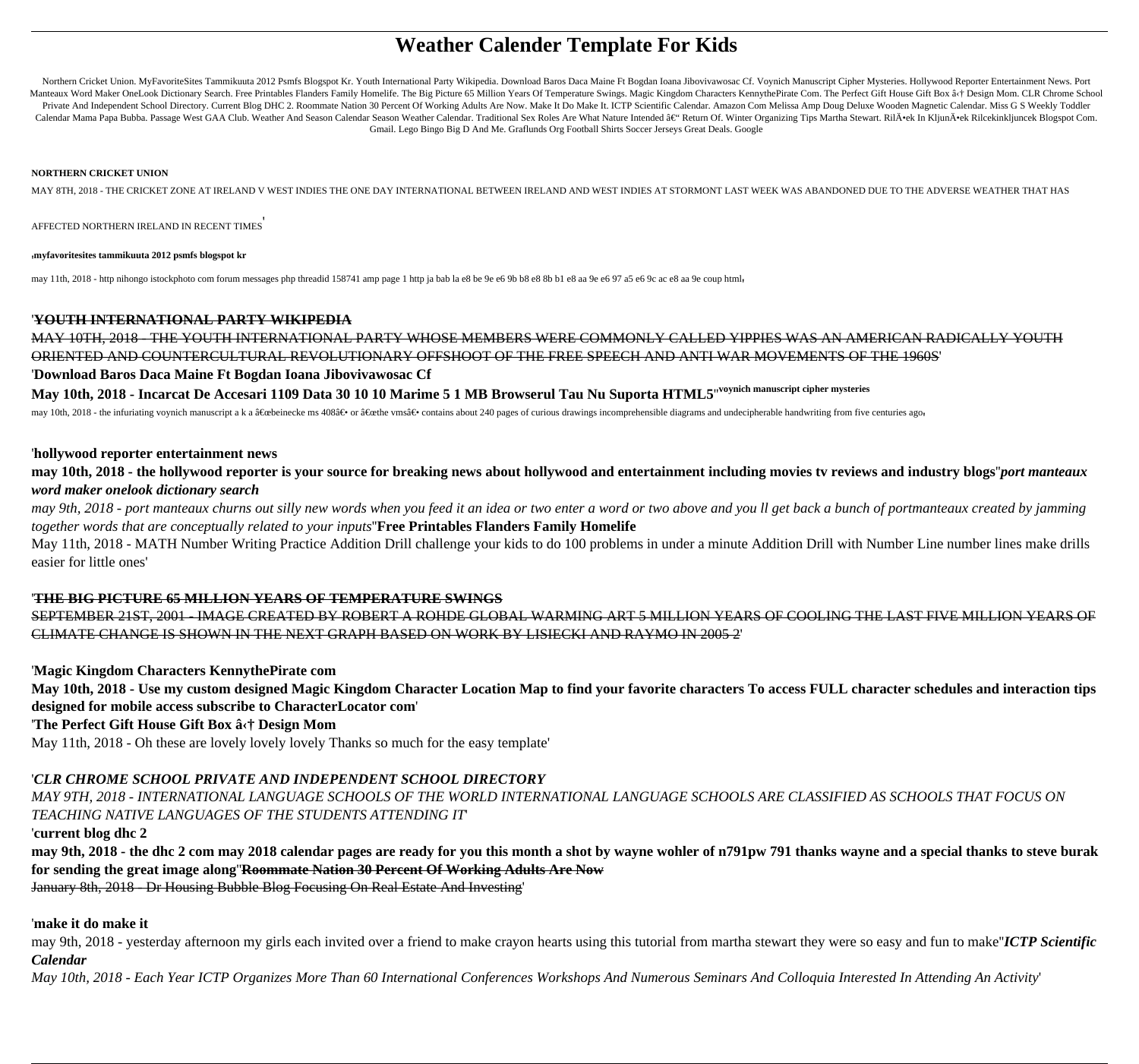# Weather Calender Template For Kids

Northern Cricket Union. MyFavoriteSites Tammikuuta 2012 Psmfs Blogspot Kr. Youth International Party Wikipedia. Download Baros Daca Maine Ft Bogdan Ioana Jibovivawosac Cf. Voynich Manuscript Cipher Mysteries. Hollywood Reporter Entertainment News. Port Manteaux Word Maker OneLook Dictionary Search. Free Printables Flanders Family Homelife. The Big Picture 65 Million Years Of Temperature Swings. Magic Kingdom Characters KennythePirate Com. The Perfect Gift House Gift Box â‹† Design Mom. CLR Chrome School Private And Independent School Directory. Current Blog DHC 2. Roommate Nation 30 Percent Of Working Adults Are Now. Make It Do Make It. ICTP Scientific Calendar. Amazon Com Melissa Amp Doug Deluxe Wooden Magnetic Calendar. Miss G S Weekly Toddler Calendar Mama Papa Bubba. Passage West GAA Club. Weather And Season Calendar Season Weather Calendar. Traditional Sex Roles Are What Nature Intended â€" Return Of. Winter Organizing Tips Martha Stewart. RilÄ•ek In KljunÄ•ek Rilcekinkljuncek Blogspot Com. Gmail. Lego Bingo Big D And Me. Graflunds Org Football Shirts Soccer Jerseys Great Deals. Google

**NORTHERN CRICKET UNION**

MAY 8TH, 2018 - THE CRICKET ZONE AT IRELAND V WEST INDIES THE ONE DAY INTERNATIONAL BETWEEN IRELAND AND WEST INDIES AT STORMONT LAST WEEK WAS ABANDONED DUE TO THE ADVERSE WEATHER THAT HAS AFFECTED NORTHERN IRELAND IN RECENT TIMES'

'**myfavoritesites tammikuuta 2012 psmfs blogspot kr**

may 11th, 2018 - http nihongo istockphoto com forum messages php threadid 158741 amp page 1 http ja bab la e8 be 9e e6 9b b8 e8 8b b1 e8 aa 9e e6 97 a5 e6 9c ac e8 aa 9e coup html'

'**YOUTH INTERNATIONAL PARTY WIKIPEDIA**

~~MAY 10TH, 2018 - THE YOUTH INTERNATIONAL PARTY WHOSE MEMBERS WERE COMMONLY CALLED YIPPIES WAS AN AMERICAN RADICALLY YOUTH ORIENTED AND COUNTERCULTURAL REVOLUTIONARY OFFSHOOT OF THE FREE SPEECH AND ANTI WAR MOVEMENTS OF THE 1960S~~'

'**Download Baros Daca Maine Ft Bogdan Ioana Jibovivawosac Cf**

**May 10th, 2018 - Incarcat De Accesari 1109 Data 30 10 10 Marime 5 1 MB Browserul Tau Nu Suporta HTML5**''**voynich manuscript cipher mysteries**

may 10th, 2018 - the infuriating voynich manuscript a k a â€œbeinecke ms 408â€• or â€œthe vmsâ€• contains about 240 pages of curious drawings incomprehensible diagrams and undecipherable handwriting from five centuries ago'

'**hollywood reporter entertainment news**

**may 10th, 2018 - the hollywood reporter is your source for breaking news about hollywood and entertainment including movies tv reviews and industry blogs**''***port manteaux word maker onelook dictionary search***

*may 9th, 2018 - port manteaux churns out silly new words when you feed it an idea or two enter a word or two above and you ll get back a bunch of portmanteaux created by jamming together words that are conceptually related to your inputs*''**Free Printables Flanders Family Homelife**

May 11th, 2018 - MATH Number Writing Practice Addition Drill challenge your kids to do 100 problems in under a minute Addition Drill with Number Line number lines make drills easier for little ones'

'**THE BIG PICTURE 65 MILLION YEARS OF TEMPERATURE SWINGS**

~~SEPTEMBER 21ST, 2001 - IMAGE CREATED BY ROBERT A ROHDE GLOBAL WARMING ART 5 MILLION YEARS OF COOLING THE LAST FIVE MILLION YEARS OF CLIMATE CHANGE IS SHOWN IN THE NEXT GRAPH BASED ON WORK BY LISIECKI AND RAYMO IN 2005 2~~'

'**Magic Kingdom Characters KennythePirate com**

**May 10th, 2018 - Use my custom designed Magic Kingdom Character Location Map to find your favorite characters To access FULL character schedules and interaction tips designed for mobile access subscribe to CharacterLocator com**'

'**The Perfect Gift House Gift Box â‹† Design Mom**

May 11th, 2018 - Oh these are lovely lovely lovely Thanks so much for the easy template'

'***CLR CHROME SCHOOL PRIVATE AND INDEPENDENT SCHOOL DIRECTORY***

*MAY 9TH, 2018 - INTERNATIONAL LANGUAGE SCHOOLS OF THE WORLD INTERNATIONAL LANGUAGE SCHOOLS ARE CLASSIFIED AS SCHOOLS THAT FOCUS ON TEACHING NATIVE LANGUAGES OF THE STUDENTS ATTENDING IT*'

'**current blog dhc 2**

**may 9th, 2018 - the dhc 2 com may 2018 calendar pages are ready for you this month a shot by wayne wohler of n791pw 791 thanks wayne and a special thanks to steve burak for sending the great image along**''~~**Roommate Nation 30 Percent Of Working Adults Are Now**~~

~~January 8th, 2018 - Dr Housing Bubble Blog Focusing On Real Estate And Investing~~'

'**make it do make it**

may 9th, 2018 - yesterday afternoon my girls each invited over a friend to make crayon hearts using this tutorial from martha stewart they were so easy and fun to make''***ICTP Scientific Calendar***

*May 10th, 2018 - Each Year ICTP Organizes More Than 60 International Conferences Workshops And Numerous Seminars And Colloquia Interested In Attending An Activity*'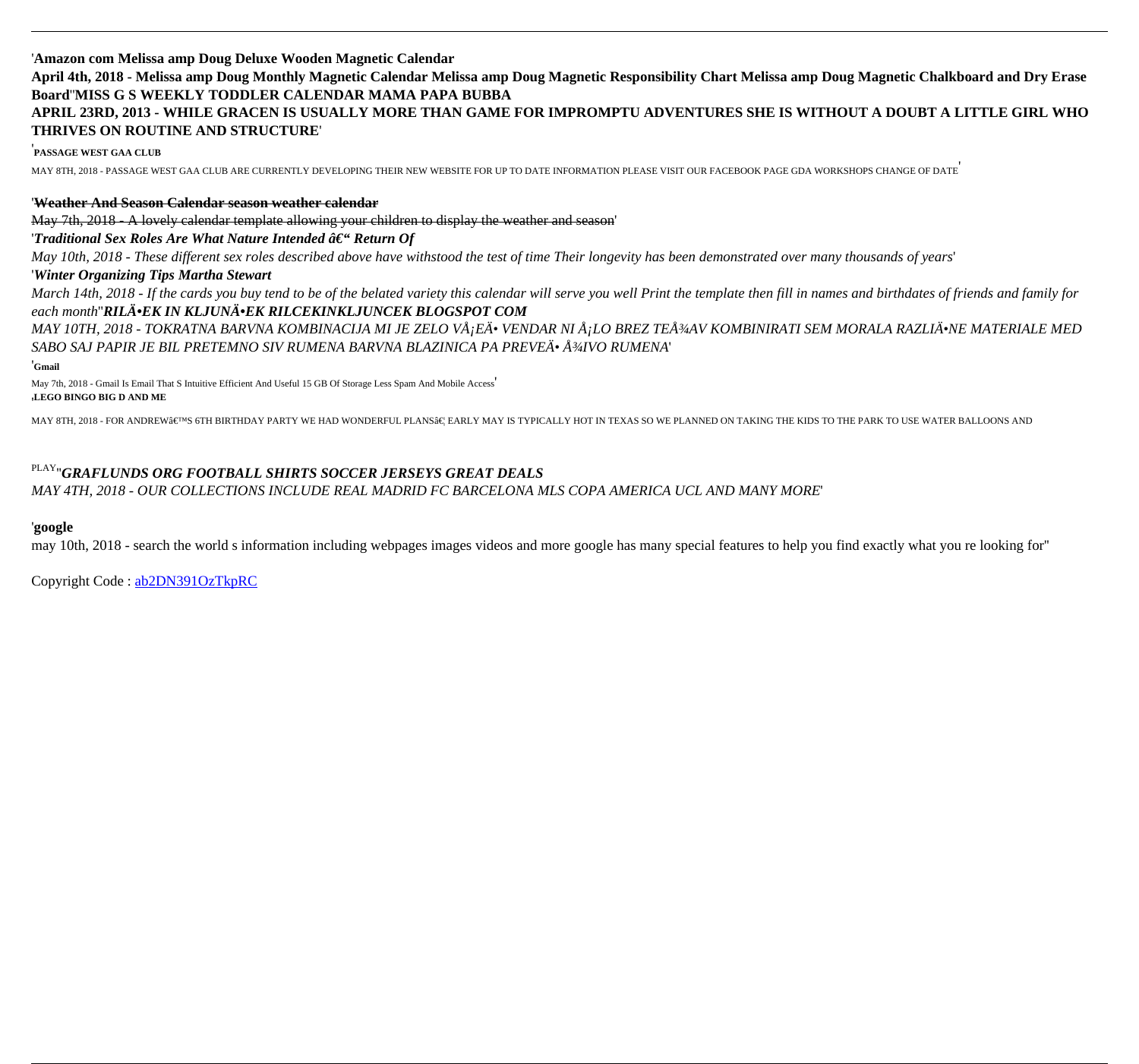'**Amazon com Melissa amp Doug Deluxe Wooden Magnetic Calendar**

**April 4th, 2018 - Melissa amp Doug Monthly Magnetic Calendar Melissa amp Doug Magnetic Responsibility Chart Melissa amp Doug Magnetic Chalkboard and Dry Erase Board**''**MISS G S WEEKLY TODDLER CALENDAR MAMA PAPA BUBBA**

**APRIL 23RD, 2013 - WHILE GRACEN IS USUALLY MORE THAN GAME FOR IMPROMPTU ADVENTURES SHE IS WITHOUT A DOUBT A LITTLE GIRL WHO THRIVES ON ROUTINE AND STRUCTURE**'

'**PASSAGE WEST GAA CLUB**

MAY 8TH, 2018 - PASSAGE WEST GAA CLUB ARE CURRENTLY DEVELOPING THEIR NEW WEBSITE FOR UP TO DATE INFORMATION PLEASE VISIT OUR FACEBOOK PAGE GDA WORKSHOPS CHANGE OF DATE'

'~~**Weather And Season Calendar season weather calendar**~~

~~May 7th, 2018 - A lovely calendar template allowing your children to display the weather and season~~'

'***Traditional Sex Roles Are What Nature Intended â€" Return Of***

*May 10th, 2018 - These different sex roles described above have withstood the test of time Their longevity has been demonstrated over many thousands of years*'

'***Winter Organizing Tips Martha Stewart***

*March 14th, 2018 - If the cards you buy tend to be of the belated variety this calendar will serve you well Print the template then fill in names and birthdates of friends and family for each month*''***RILÄ•EK IN KLJUNÄ•EK RILCEKINKLJUNCEK BLOGSPOT COM***

*MAY 10TH, 2018 - TOKRATNA BARVNA KOMBINACIJA MI JE ZELO VÅ¡EÄ• VENDAR NI Å¡LO BREZ TEÅ¾AV KOMBINIRATI SEM MORALA RAZLIÄ•NE MATERIALE MED SABO SAJ PAPIR JE BIL PRETEMNO SIV RUMENA BARVNA BLAZINICA PA PREVEÄ• Å¾IVO RUMENA*'

'**Gmail**

May 7th, 2018 - Gmail Is Email That S Intuitive Efficient And Useful 15 GB Of Storage Less Spam And Mobile Access'

'**LEGO BINGO BIG D AND ME**

MAY 8TH, 2018 - FOR ANDREWâ€™S 6TH BIRTHDAY PARTY WE HAD WONDERFUL PLANSâ€¦ EARLY MAY IS TYPICALLY HOT IN TEXAS SO WE PLANNED ON TAKING THE KIDS TO THE PARK TO USE WATER BALLOONS AND PLAY''***GRAFLUNDS ORG FOOTBALL SHIRTS SOCCER JERSEYS GREAT DEALS***

*MAY 4TH, 2018 - OUR COLLECTIONS INCLUDE REAL MADRID FC BARCELONA MLS COPA AMERICA UCL AND MANY MORE*'

'**google**

may 10th, 2018 - search the world s information including webpages images videos and more google has many special features to help you find exactly what you re looking for''

Copyright Code : ab2DN391OzTkpRC